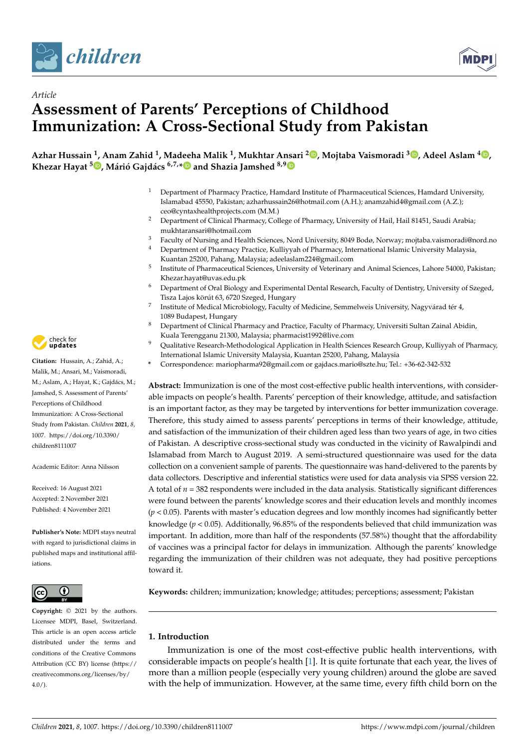*Article*

# Assessment of Parents' Perceptions of Childhood Immunization: A Cross-Sectional Study from Pakistan

**Azhar Hussain [1], Anam Zahid [1], Madeeha Malik [1], Mukhtar Ansari [2], Mojtaba Vaismoradi [3], Adeel Aslam [4], Khezar Hayat [5], Márió Gajdács [6,7,*] and Shazia Jamshed [8,9]**

1. Department of Pharmacy Practice, Hamdard Institute of Pharmaceutical Sciences, Hamdard University, Islamabad 45550, Pakistan; azharhussain26@hotmail.com (A.H.); anamzahid4@gmail.com (A.Z.); ceo@cyntaxhealthprojects.com (M.M.)
2. Department of Clinical Pharmacy, College of Pharmacy, University of Hail, Hail 81451, Saudi Arabia; mukhtaransari@hotmail.com
3. Faculty of Nursing and Health Sciences, Nord University, 8049 Bodø, Norway; mojtaba.vaismoradi@nord.no
4. Department of Pharmacy Practice, Kulliyyah of Pharmacy, International Islamic University Malaysia, Kuantan 25200, Pahang, Malaysia; adeelaslam224@gmail.com
5. Institute of Pharmaceutical Sciences, University of Veterinary and Animal Sciences, Lahore 54000, Pakistan; Khezar.hayat@uvas.edu.pk
6. Department of Oral Biology and Experimental Dental Research, Faculty of Dentistry, University of Szeged, Tisza Lajos körút 63, 6720 Szeged, Hungary
7. Institute of Medical Microbiology, Faculty of Medicine, Semmelweis University, Nagyvárad tér 4, 1089 Budapest, Hungary
8. Department of Clinical Pharmacy and Practice, Faculty of Pharmacy, Universiti Sultan Zainal Abidin, Kuala Terengganu 21300, Malaysia; pharmacist1992@live.com
9. Qualitative Research-Methodological Application in Health Sciences Research Group, Kulliyyah of Pharmacy, International Islamic University Malaysia, Kuantan 25200, Pahang, Malaysia

\* Correspondence: mariopharma92@gmail.com or gajdacs.mario@szte.hu; Tel.: +36-62-342-532

**Citation:** Hussain, A.; Zahid, A.; Malik, M.; Ansari, M.; Vaismoradi, M.; Aslam, A.; Hayat, K.; Gajdács, M.; Jamshed, S. Assessment of Parents' Perceptions of Childhood Immunization: A Cross-Sectional Study from Pakistan. *Children* **2021**, *8*, 1007. https://doi.org/10.3390/children8111007

Academic Editor: Anna Nilsson

Received: 16 August 2021
Accepted: 2 November 2021
Published: 4 November 2021

**Publisher's Note:** MDPI stays neutral with regard to jurisdictional claims in published maps and institutional affiliations.

**Copyright:** © 2021 by the authors. Licensee MDPI, Basel, Switzerland. This article is an open access article distributed under the terms and conditions of the Creative Commons Attribution (CC BY) license (https://creativecommons.org/licenses/by/4.0/).

**Abstract:** Immunization is one of the most cost-effective public health interventions, with considerable impacts on people's health. Parents' perception of their knowledge, attitude, and satisfaction is an important factor, as they may be targeted by interventions for better immunization coverage. Therefore, this study aimed to assess parents' perceptions in terms of their knowledge, attitude, and satisfaction of the immunization of their children aged less than two years of age, in two cities of Pakistan. A descriptive cross-sectional study was conducted in the vicinity of Rawalpindi and Islamabad from March to August 2019. A semi-structured questionnaire was used for the data collection on a convenient sample of parents. The questionnaire was hand-delivered to the parents by data collectors. Descriptive and inferential statistics were used for data analysis via SPSS version 22. A total of $n = 382$ respondents were included in the data analysis. Statistically significant differences were found between the parents' knowledge scores and their education levels and monthly incomes ($p < 0.05$). Parents with master's education degrees and low monthly incomes had significantly better knowledge ($p < 0.05$). Additionally, 96.85% of the respondents believed that child immunization was important. In addition, more than half of the respondents (57.58%) thought that the affordability of vaccines was a principal factor for delays in immunization. Although the parents' knowledge regarding the immunization of their children was not adequate, they had positive perceptions toward it.

**Keywords:** children; immunization; knowledge; attitudes; perceptions; assessment; Pakistan

## 1. Introduction

Immunization is one of the most cost-effective public health interventions, with considerable impacts on people's health [1]. It is quite fortunate that each year, the lives of more than a million people (especially very young children) around the globe are saved with the help of immunization. However, at the same time, every fifth child born on the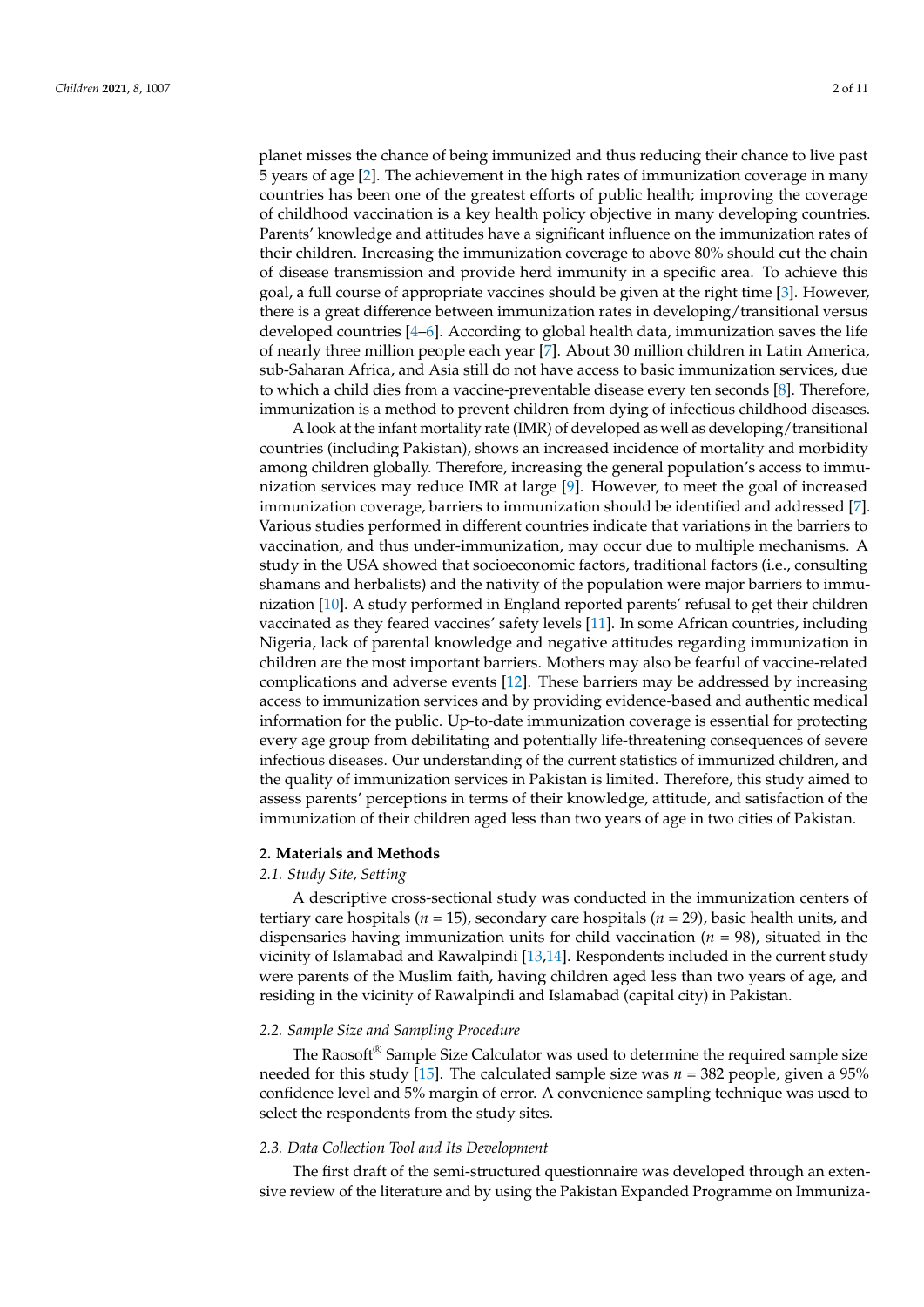planet misses the chance of being immunized and thus reducing their chance to live past 5 years of age [2]. The achievement in the high rates of immunization coverage in many countries has been one of the greatest efforts of public health; improving the coverage of childhood vaccination is a key health policy objective in many developing countries. Parents' knowledge and attitudes have a significant influence on the immunization rates of their children. Increasing the immunization coverage to above 80% should cut the chain of disease transmission and provide herd immunity in a specific area. To achieve this goal, a full course of appropriate vaccines should be given at the right time [3]. However, there is a great difference between immunization rates in developing/transitional versus developed countries [4–6]. According to global health data, immunization saves the life of nearly three million people each year [7]. About 30 million children in Latin America, sub-Saharan Africa, and Asia still do not have access to basic immunization services, due to which a child dies from a vaccine-preventable disease every ten seconds [8]. Therefore, immunization is a method to prevent children from dying of infectious childhood diseases.

A look at the infant mortality rate (IMR) of developed as well as developing/transitional countries (including Pakistan), shows an increased incidence of mortality and morbidity among children globally. Therefore, increasing the general population's access to immunization services may reduce IMR at large [9]. However, to meet the goal of increased immunization coverage, barriers to immunization should be identified and addressed [7]. Various studies performed in different countries indicate that variations in the barriers to vaccination, and thus under-immunization, may occur due to multiple mechanisms. A study in the USA showed that socioeconomic factors, traditional factors (i.e., consulting shamans and herbalists) and the nativity of the population were major barriers to immunization [10]. A study performed in England reported parents' refusal to get their children vaccinated as they feared vaccines' safety levels [11]. In some African countries, including Nigeria, lack of parental knowledge and negative attitudes regarding immunization in children are the most important barriers. Mothers may also be fearful of vaccine-related complications and adverse events [12]. These barriers may be addressed by increasing access to immunization services and by providing evidence-based and authentic medical information for the public. Up-to-date immunization coverage is essential for protecting every age group from debilitating and potentially life-threatening consequences of severe infectious diseases. Our understanding of the current statistics of immunized children, and the quality of immunization services in Pakistan is limited. Therefore, this study aimed to assess parents' perceptions in terms of their knowledge, attitude, and satisfaction of the immunization of their children aged less than two years of age in two cities of Pakistan.

## 2. Materials and Methods

### *2.1. Study Site, Setting*

A descriptive cross-sectional study was conducted in the immunization centers of tertiary care hospitals ($n$ = 15), secondary care hospitals ($n$ = 29), basic health units, and dispensaries having immunization units for child vaccination ($n$ = 98), situated in the vicinity of Islamabad and Rawalpindi [13,14]. Respondents included in the current study were parents of the Muslim faith, having children aged less than two years of age, and residing in the vicinity of Rawalpindi and Islamabad (capital city) in Pakistan.

### *2.2. Sample Size and Sampling Procedure*

The Raosoft® Sample Size Calculator was used to determine the required sample size needed for this study [15]. The calculated sample size was $n$ = 382 people, given a 95% confidence level and 5% margin of error. A convenience sampling technique was used to select the respondents from the study sites.

### *2.3. Data Collection Tool and Its Development*

The first draft of the semi-structured questionnaire was developed through an extensive review of the literature and by using the Pakistan Expanded Programme on Immuniza-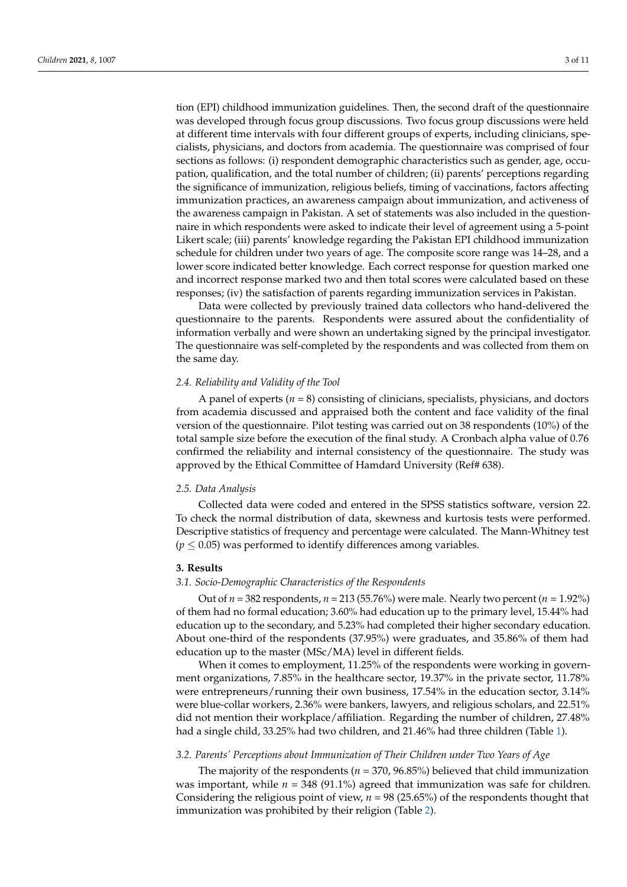tion (EPI) childhood immunization guidelines. Then, the second draft of the questionnaire was developed through focus group discussions. Two focus group discussions were held at different time intervals with four different groups of experts, including clinicians, specialists, physicians, and doctors from academia. The questionnaire was comprised of four sections as follows: (i) respondent demographic characteristics such as gender, age, occupation, qualification, and the total number of children; (ii) parents' perceptions regarding the significance of immunization, religious beliefs, timing of vaccinations, factors affecting immunization practices, an awareness campaign about immunization, and activeness of the awareness campaign in Pakistan. A set of statements was also included in the questionnaire in which respondents were asked to indicate their level of agreement using a 5-point Likert scale; (iii) parents' knowledge regarding the Pakistan EPI childhood immunization schedule for children under two years of age. The composite score range was 14–28, and a lower score indicated better knowledge. Each correct response for question marked one and incorrect response marked two and then total scores were calculated based on these responses; (iv) the satisfaction of parents regarding immunization services in Pakistan.

Data were collected by previously trained data collectors who hand-delivered the questionnaire to the parents. Respondents were assured about the confidentiality of information verbally and were shown an undertaking signed by the principal investigator. The questionnaire was self-completed by the respondents and was collected from them on the same day.

### 2.4. Reliability and Validity of the Tool

A panel of experts ($n = 8$) consisting of clinicians, specialists, physicians, and doctors from academia discussed and appraised both the content and face validity of the final version of the questionnaire. Pilot testing was carried out on 38 respondents (10%) of the total sample size before the execution of the final study. A Cronbach alpha value of 0.76 confirmed the reliability and internal consistency of the questionnaire. The study was approved by the Ethical Committee of Hamdard University (Ref# 638).

### 2.5. Data Analysis

Collected data were coded and entered in the SPSS statistics software, version 22. To check the normal distribution of data, skewness and kurtosis tests were performed. Descriptive statistics of frequency and percentage were calculated. The Mann-Whitney test ($p \leq 0.05$) was performed to identify differences among variables.

## 3. Results

### 3.1. Socio-Demographic Characteristics of the Respondents

Out of $n = 382$ respondents, $n = 213$ (55.76%) were male. Nearly two percent ($n = 1.92\%$) of them had no formal education; 3.60% had education up to the primary level, 15.44% had education up to the secondary, and 5.23% had completed their higher secondary education. About one-third of the respondents (37.95%) were graduates, and 35.86% of them had education up to the master (MSc/MA) level in different fields.

When it comes to employment, 11.25% of the respondents were working in government organizations, 7.85% in the healthcare sector, 19.37% in the private sector, 11.78% were entrepreneurs/running their own business, 17.54% in the education sector, 3.14% were blue-collar workers, 2.36% were bankers, lawyers, and religious scholars, and 22.51% did not mention their workplace/affiliation. Regarding the number of children, 27.48% had a single child, 33.25% had two children, and 21.46% had three children (Table 1).

### 3.2. Parents' Perceptions about Immunization of Their Children under Two Years of Age

The majority of the respondents ($n = 370$, 96.85%) believed that child immunization was important, while $n = 348$ (91.1%) agreed that immunization was safe for children. Considering the religious point of view, $n = 98$ (25.65%) of the respondents thought that immunization was prohibited by their religion (Table 2).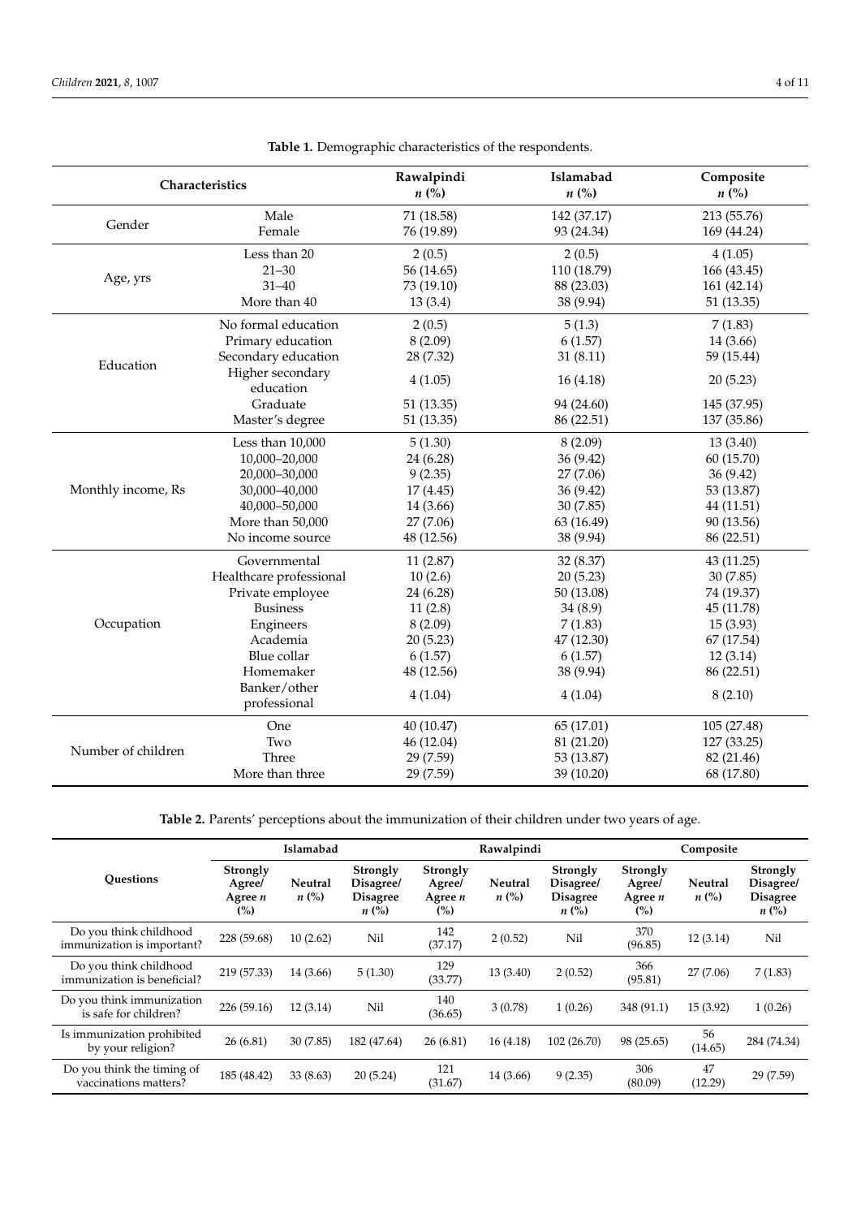**Table 1.** Demographic characteristics of the respondents.

| Characteristics | | Rawalpindi n (%) | Islamabad n (%) | Composite n (%) |
|---|---|---|---|---|
| Gender | Male | 71 (18.58) | 142 (37.17) | 213 (55.76) |
| | Female | 76 (19.89) | 93 (24.34) | 169 (44.24) |
| Age, yrs | Less than 20 | 2 (0.5) | 2 (0.5) | 4 (1.05) |
| | 21–30 | 56 (14.65) | 110 (18.79) | 166 (43.45) |
| | 31–40 | 73 (19.10) | 88 (23.03) | 161 (42.14) |
| | More than 40 | 13 (3.4) | 38 (9.94) | 51 (13.35) |
| Education | No formal education | 2 (0.5) | 5 (1.3) | 7 (1.83) |
| | Primary education | 8 (2.09) | 6 (1.57) | 14 (3.66) |
| | Secondary education | 28 (7.32) | 31 (8.11) | 59 (15.44) |
| | Higher secondary education | 4 (1.05) | 16 (4.18) | 20 (5.23) |
| | Graduate | 51 (13.35) | 94 (24.60) | 145 (37.95) |
| | Master's degree | 51 (13.35) | 86 (22.51) | 137 (35.86) |
| Monthly income, Rs | Less than 10,000 | 5 (1.30) | 8 (2.09) | 13 (3.40) |
| | 10,000–20,000 | 24 (6.28) | 36 (9.42) | 60 (15.70) |
| | 20,000–30,000 | 9 (2.35) | 27 (7.06) | 36 (9.42) |
| | 30,000–40,000 | 17 (4.45) | 36 (9.42) | 53 (13.87) |
| | 40,000–50,000 | 14 (3.66) | 30 (7.85) | 44 (11.51) |
| | More than 50,000 | 27 (7.06) | 63 (16.49) | 90 (13.56) |
| | No income source | 48 (12.56) | 38 (9.94) | 86 (22.51) |
| Occupation | Governmental | 11 (2.87) | 32 (8.37) | 43 (11.25) |
| | Healthcare professional | 10 (2.6) | 20 (5.23) | 30 (7.85) |
| | Private employee | 24 (6.28) | 50 (13.08) | 74 (19.37) |
| | Business | 11 (2.8) | 34 (8.9) | 45 (11.78) |
| | Engineers | 8 (2.09) | 7 (1.83) | 15 (3.93) |
| | Academia | 20 (5.23) | 47 (12.30) | 67 (17.54) |
| | Blue collar | 6 (1.57) | 6 (1.57) | 12 (3.14) |
| | Homemaker | 48 (12.56) | 38 (9.94) | 86 (22.51) |
| | Banker/other professional | 4 (1.04) | 4 (1.04) | 8 (2.10) |
| Number of children | One | 40 (10.47) | 65 (17.01) | 105 (27.48) |
| | Two | 46 (12.04) | 81 (21.20) | 127 (33.25) |
| | Three | 29 (7.59) | 53 (13.87) | 82 (21.46) |
| | More than three | 29 (7.59) | 39 (10.20) | 68 (17.80) |

**Table 2.** Parents' perceptions about the immunization of their children under two years of age.

| Questions | Islamabad | | | Rawalpindi | | | Composite | | |
|---|---|---|---|---|---|---|---|---|---|
| | Strongly Agree/ Agree n (%) | Neutral n (%) | Strongly Disagree/ Disagree n (%) | Strongly Agree/ Agree n (%) | Neutral n (%) | Strongly Disagree/ Disagree n (%) | Strongly Agree/ Agree n (%) | Neutral n (%) | Strongly Disagree/ Disagree n (%) |
| Do you think childhood immunization is important? | 228 (59.68) | 10 (2.62) | Nil | 142 (37.17) | 2 (0.52) | Nil | 370 (96.85) | 12 (3.14) | Nil |
| Do you think childhood immunization is beneficial? | 219 (57.33) | 14 (3.66) | 5 (1.30) | 129 (33.77) | 13 (3.40) | 2 (0.52) | 366 (95.81) | 27 (7.06) | 7 (1.83) |
| Do you think immunization is safe for children? | 226 (59.16) | 12 (3.14) | Nil | 140 (36.65) | 3 (0.78) | 1 (0.26) | 348 (91.1) | 15 (3.92) | 1 (0.26) |
| Is immunization prohibited by your religion? | 26 (6.81) | 30 (7.85) | 182 (47.64) | 26 (6.81) | 16 (4.18) | 102 (26.70) | 98 (25.65) | 56 (14.65) | 284 (74.34) |
| Do you think the timing of vaccinations matters? | 185 (48.42) | 33 (8.63) | 20 (5.24) | 121 (31.67) | 14 (3.66) | 9 (2.35) | 306 (80.09) | 47 (12.29) | 29 (7.59) |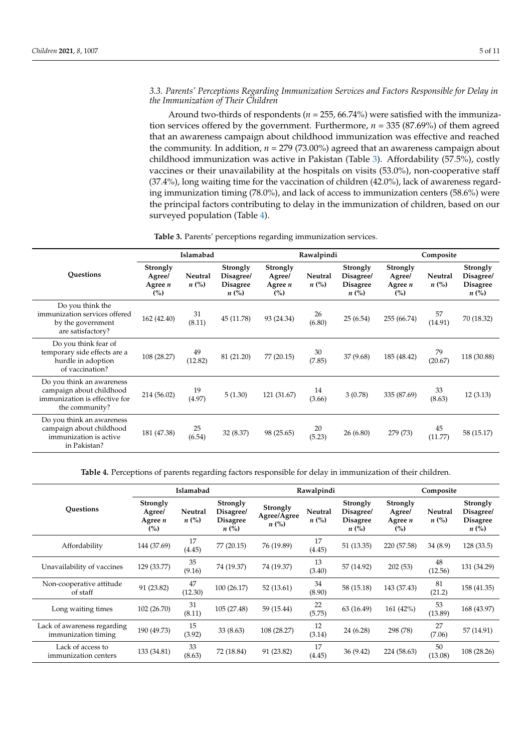### 3.3. Parents' Perceptions Regarding Immunization Services and Factors Responsible for Delay in the Immunization of Their Children

Around two-thirds of respondents ($n$ = 255, 66.74%) were satisfied with the immunization services offered by the government. Furthermore, $n$ = 335 (87.69%) of them agreed that an awareness campaign about childhood immunization was effective and reached the community. In addition, $n$ = 279 (73.00%) agreed that an awareness campaign about childhood immunization was active in Pakistan (Table 3). Affordability (57.5%), costly vaccines or their unavailability at the hospitals on visits (53.0%), non-cooperative staff (37.4%), long waiting time for the vaccination of children (42.0%), lack of awareness regarding immunization timing (78.0%), and lack of access to immunization centers (58.6%) were the principal factors contributing to delay in the immunization of children, based on our surveyed population (Table 4).

**Table 3.** Parents' perceptions regarding immunization services.

| Questions | Islamabad | | | Rawalpindi | | | Composite | | |
|---|---|---|---|---|---|---|---|---|---|
| | Strongly Agree/ Agree *n* (%) | Neutral *n* (%) | Strongly Disagree/ Disagree *n* (%) | Strongly Agree/ Agree *n* (%) | Neutral *n* (%) | Strongly Disagree/ Disagree *n* (%) | Strongly Agree/ Agree *n* (%) | Neutral *n* (%) | Strongly Disagree/ Disagree *n* (%) |
| Do you think the immunization services offered by the government are satisfactory? | 162 (42.40) | 31 (8.11) | 45 (11.78) | 93 (24.34) | 26 (6.80) | 25 (6.54) | 255 (66.74) | 57 (14.91) | 70 (18.32) |
| Do you think fear of temporary side effects are a hurdle in adoption of vaccination? | 108 (28.27) | 49 (12.82) | 81 (21.20) | 77 (20.15) | 30 (7.85) | 37 (9.68) | 185 (48.42) | 79 (20.67) | 118 (30.88) |
| Do you think an awareness campaign about childhood immunization is effective for the community? | 214 (56.02) | 19 (4.97) | 5 (1.30) | 121 (31.67) | 14 (3.66) | 3 (0.78) | 335 (87.69) | 33 (8.63) | 12 (3.13) |
| Do you think an awareness campaign about childhood immunization is active in Pakistan? | 181 (47.38) | 25 (6.54) | 32 (8.37) | 98 (25.65) | 20 (5.23) | 26 (6.80) | 279 (73) | 45 (11.77) | 58 (15.17) |

**Table 4.** Perceptions of parents regarding factors responsible for delay in immunization of their children.

| Questions | Islamabad | | | Rawalpindi | | | Composite | | |
|---|---|---|---|---|---|---|---|---|---|
| | Strongly Agree/ Agree *n* (%) | Neutral *n* (%) | Strongly Disagree/ Disagree *n* (%) | Strongly Agree/Agree *n* (%) | Neutral *n* (%) | Strongly Disagree/ Disagree *n* (%) | Strongly Agree/ Agree *n* (%) | Neutral *n* (%) | Strongly Disagree/ Disagree *n* (%) |
| Affordability | 144 (37.69) | 17 (4.45) | 77 (20.15) | 76 (19.89) | 17 (4.45) | 51 (13.35) | 220 (57.58) | 34 (8.9) | 128 (33.5) |
| Unavailability of vaccines | 129 (33.77) | 35 (9.16) | 74 (19.37) | 74 (19.37) | 13 (3.40) | 57 (14.92) | 202 (53) | 48 (12.56) | 131 (34.29) |
| Non-cooperative attitude of staff | 91 (23.82) | 47 (12.30) | 100 (26.17) | 52 (13.61) | 34 (8.90) | 58 (15.18) | 143 (37.43) | 81 (21.2) | 158 (41.35) |
| Long waiting times | 102 (26.70) | 31 (8.11) | 105 (27.48) | 59 (15.44) | 22 (5.75) | 63 (16.49) | 161 (42%) | 53 (13.89) | 168 (43.97) |
| Lack of awareness regarding immunization timing | 190 (49.73) | 15 (3.92) | 33 (8.63) | 108 (28.27) | 12 (3.14) | 24 (6.28) | 298 (78) | 27 (7.06) | 57 (14.91) |
| Lack of access to immunization centers | 133 (34.81) | 33 (8.63) | 72 (18.84) | 91 (23.82) | 17 (4.45) | 36 (9.42) | 224 (58.63) | 50 (13.08) | 108 (28.26) |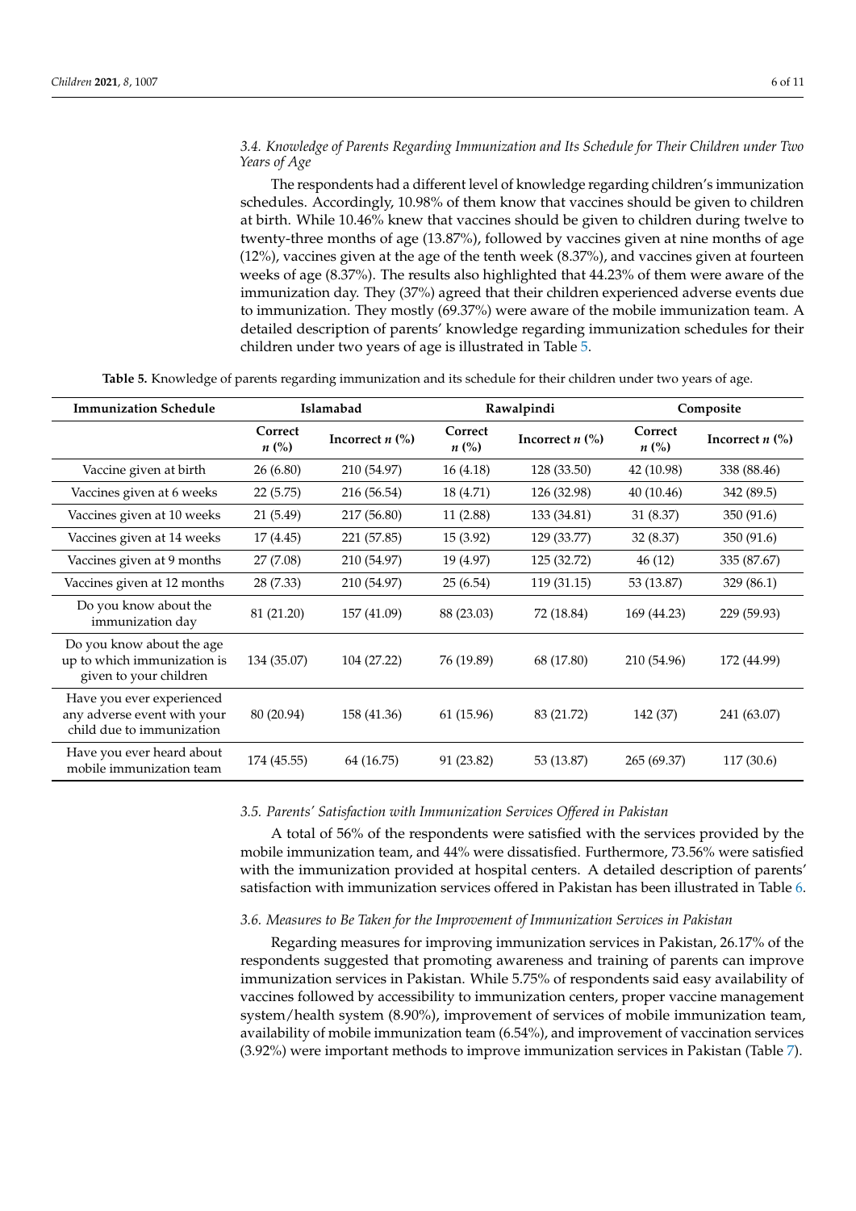### 3.4. Knowledge of Parents Regarding Immunization and Its Schedule for Their Children under Two Years of Age

The respondents had a different level of knowledge regarding children's immunization schedules. Accordingly, 10.98% of them know that vaccines should be given to children at birth. While 10.46% knew that vaccines should be given to children during twelve to twenty-three months of age (13.87%), followed by vaccines given at nine months of age (12%), vaccines given at the age of the tenth week (8.37%), and vaccines given at fourteen weeks of age (8.37%). The results also highlighted that 44.23% of them were aware of the immunization day. They (37%) agreed that their children experienced adverse events due to immunization. They mostly (69.37%) were aware of the mobile immunization team. A detailed description of parents' knowledge regarding immunization schedules for their children under two years of age is illustrated in Table 5.

**Table 5.** Knowledge of parents regarding immunization and its schedule for their children under two years of age.

| Immunization Schedule | Islamabad | | Rawalpindi | | Composite | |
|---|---|---|---|---|---|---|
| | Correct *n* (%) | Incorrect *n* (%) | Correct *n* (%) | Incorrect *n* (%) | Correct *n* (%) | Incorrect *n* (%) |
| Vaccine given at birth | 26 (6.80) | 210 (54.97) | 16 (4.18) | 128 (33.50) | 42 (10.98) | 338 (88.46) |
| Vaccines given at 6 weeks | 22 (5.75) | 216 (56.54) | 18 (4.71) | 126 (32.98) | 40 (10.46) | 342 (89.5) |
| Vaccines given at 10 weeks | 21 (5.49) | 217 (56.80) | 11 (2.88) | 133 (34.81) | 31 (8.37) | 350 (91.6) |
| Vaccines given at 14 weeks | 17 (4.45) | 221 (57.85) | 15 (3.92) | 129 (33.77) | 32 (8.37) | 350 (91.6) |
| Vaccines given at 9 months | 27 (7.08) | 210 (54.97) | 19 (4.97) | 125 (32.72) | 46 (12) | 335 (87.67) |
| Vaccines given at 12 months | 28 (7.33) | 210 (54.97) | 25 (6.54) | 119 (31.15) | 53 (13.87) | 329 (86.1) |
| Do you know about the immunization day | 81 (21.20) | 157 (41.09) | 88 (23.03) | 72 (18.84) | 169 (44.23) | 229 (59.93) |
| Do you know about the age up to which immunization is given to your children | 134 (35.07) | 104 (27.22) | 76 (19.89) | 68 (17.80) | 210 (54.96) | 172 (44.99) |
| Have you ever experienced any adverse event with your child due to immunization | 80 (20.94) | 158 (41.36) | 61 (15.96) | 83 (21.72) | 142 (37) | 241 (63.07) |
| Have you ever heard about mobile immunization team | 174 (45.55) | 64 (16.75) | 91 (23.82) | 53 (13.87) | 265 (69.37) | 117 (30.6) |

### 3.5. Parents' Satisfaction with Immunization Services Offered in Pakistan

A total of 56% of the respondents were satisfied with the services provided by the mobile immunization team, and 44% were dissatisfied. Furthermore, 73.56% were satisfied with the immunization provided at hospital centers. A detailed description of parents' satisfaction with immunization services offered in Pakistan has been illustrated in Table 6.

### 3.6. Measures to Be Taken for the Improvement of Immunization Services in Pakistan

Regarding measures for improving immunization services in Pakistan, 26.17% of the respondents suggested that promoting awareness and training of parents can improve immunization services in Pakistan. While 5.75% of respondents said easy availability of vaccines followed by accessibility to immunization centers, proper vaccine management system/health system (8.90%), improvement of services of mobile immunization team, availability of mobile immunization team (6.54%), and improvement of vaccination services (3.92%) were important methods to improve immunization services in Pakistan (Table 7).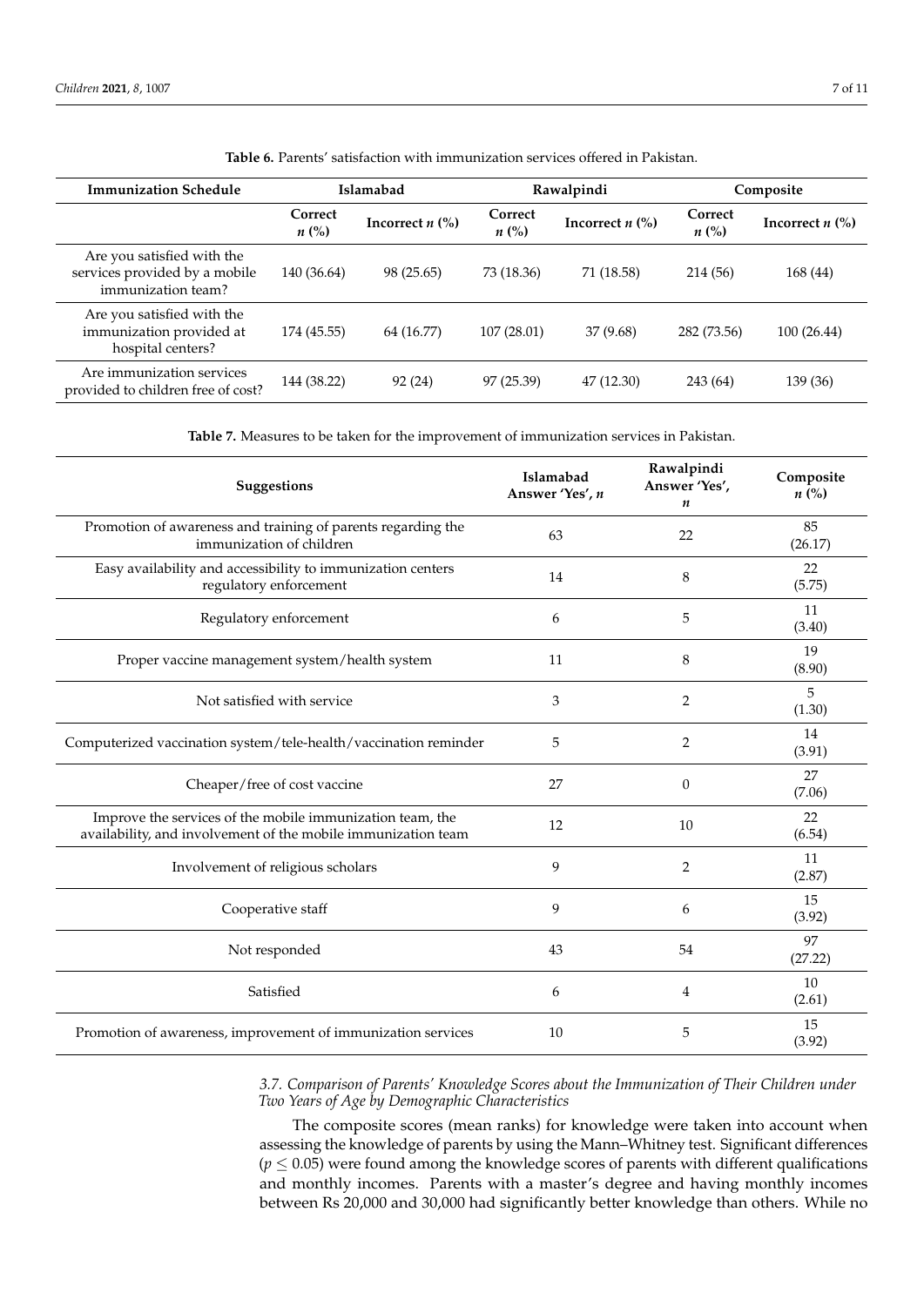**Table 6.** Parents' satisfaction with immunization services offered in Pakistan.

| Immunization Schedule | Islamabad | | Rawalpindi | | Composite | |
|---|---|---|---|---|---|---|
| | Correct *n* (%) | Incorrect *n* (%) | Correct *n* (%) | Incorrect *n* (%) | Correct *n* (%) | Incorrect *n* (%) |
| Are you satisfied with the services provided by a mobile immunization team? | 140 (36.64) | 98 (25.65) | 73 (18.36) | 71 (18.58) | 214 (56) | 168 (44) |
| Are you satisfied with the immunization provided at hospital centers? | 174 (45.55) | 64 (16.77) | 107 (28.01) | 37 (9.68) | 282 (73.56) | 100 (26.44) |
| Are immunization services provided to children free of cost? | 144 (38.22) | 92 (24) | 97 (25.39) | 47 (12.30) | 243 (64) | 139 (36) |

**Table 7.** Measures to be taken for the improvement of immunization services in Pakistan.

| Suggestions | Islamabad Answer 'Yes', *n* | Rawalpindi Answer 'Yes', *n* | Composite *n* (%) |
|---|---|---|---|
| Promotion of awareness and training of parents regarding the immunization of children | 63 | 22 | 85 (26.17) |
| Easy availability and accessibility to immunization centers regulatory enforcement | 14 | 8 | 22 (5.75) |
| Regulatory enforcement | 6 | 5 | 11 (3.40) |
| Proper vaccine management system/health system | 11 | 8 | 19 (8.90) |
| Not satisfied with service | 3 | 2 | 5 (1.30) |
| Computerized vaccination system/tele-health/vaccination reminder | 5 | 2 | 14 (3.91) |
| Cheaper/free of cost vaccine | 27 | 0 | 27 (7.06) |
| Improve the services of the mobile immunization team, the availability, and involvement of the mobile immunization team | 12 | 10 | 22 (6.54) |
| Involvement of religious scholars | 9 | 2 | 11 (2.87) |
| Cooperative staff | 9 | 6 | 15 (3.92) |
| Not responded | 43 | 54 | 97 (27.22) |
| Satisfied | 6 | 4 | 10 (2.61) |
| Promotion of awareness, improvement of immunization services | 10 | 5 | 15 (3.92) |

### *3.7. Comparison of Parents' Knowledge Scores about the Immunization of Their Children under Two Years of Age by Demographic Characteristics*

The composite scores (mean ranks) for knowledge were taken into account when assessing the knowledge of parents by using the Mann–Whitney test. Significant differences ($p \leq 0.05$) were found among the knowledge scores of parents with different qualifications and monthly incomes. Parents with a master's degree and having monthly incomes between Rs 20,000 and 30,000 had significantly better knowledge than others. While no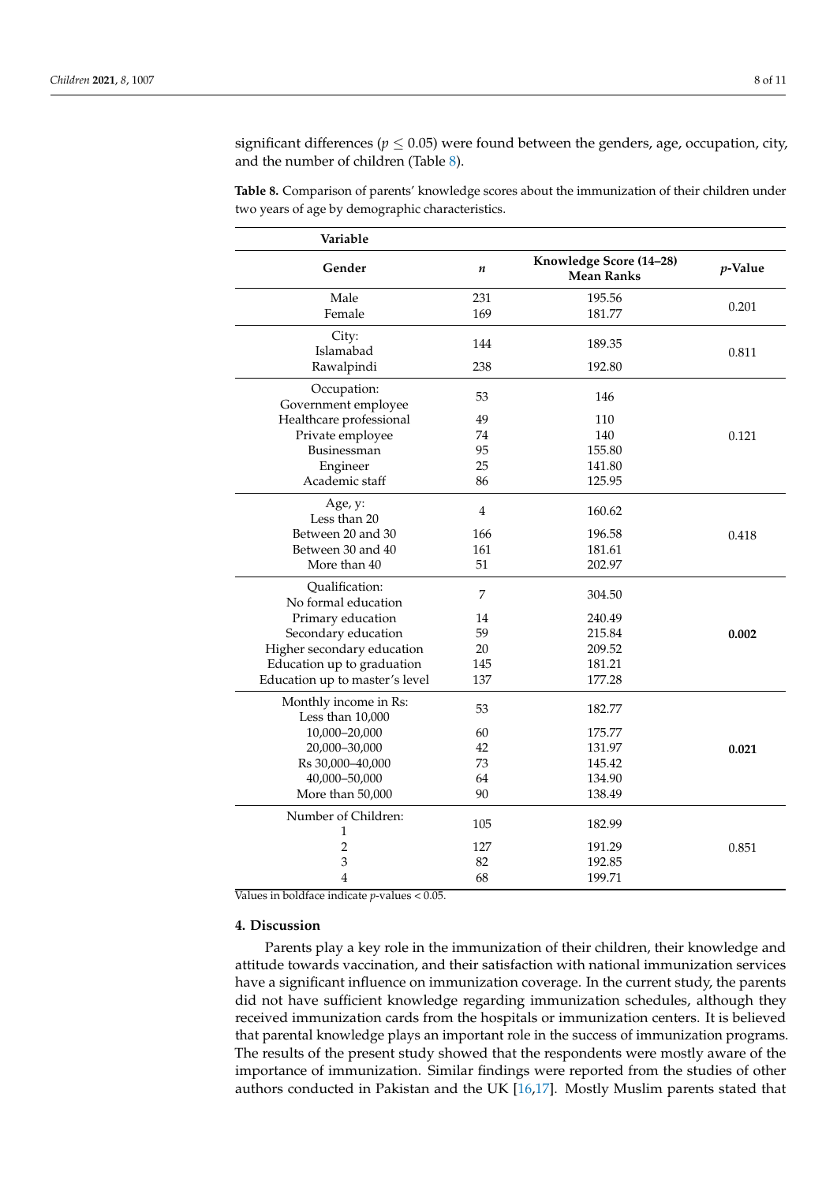significant differences ($p \leq 0.05$) were found between the genders, age, occupation, city, and the number of children (Table 8).

**Table 8.** Comparison of parents' knowledge scores about the immunization of their children under two years of age by demographic characteristics.

| Variable | | | |
|---|---|---|---|
| **Gender** | ***n*** | **Knowledge Score (14–28) Mean Ranks** | ***p*-Value** |
| Male | 231 | 195.56 | 0.201 |
| Female | 169 | 181.77 | |
| City: Islamabad | 144 | 189.35 | 0.811 |
| Rawalpindi | 238 | 192.80 | |
| Occupation: Government employee | 53 | 146 | 0.121 |
| Healthcare professional | 49 | 110 | |
| Private employee | 74 | 140 | |
| Businessman | 95 | 155.80 | |
| Engineer | 25 | 141.80 | |
| Academic staff | 86 | 125.95 | |
| Age, y: Less than 20 | 4 | 160.62 | 0.418 |
| Between 20 and 30 | 166 | 196.58 | |
| Between 30 and 40 | 161 | 181.61 | |
| More than 40 | 51 | 202.97 | |
| Qualification: No formal education | 7 | 304.50 | **0.002** |
| Primary education | 14 | 240.49 | |
| Secondary education | 59 | 215.84 | |
| Higher secondary education | 20 | 209.52 | |
| Education up to graduation | 145 | 181.21 | |
| Education up to master's level | 137 | 177.28 | |
| Monthly income in Rs: Less than 10,000 | 53 | 182.77 | **0.021** |
| 10,000–20,000 | 60 | 175.77 | |
| 20,000–30,000 | 42 | 131.97 | |
| Rs 30,000–40,000 | 73 | 145.42 | |
| 40,000–50,000 | 64 | 134.90 | |
| More than 50,000 | 90 | 138.49 | |
| Number of Children: 1 | 105 | 182.99 | 0.851 |
| 2 | 127 | 191.29 | |
| 3 | 82 | 192.85 | |
| 4 | 68 | 199.71 | |

Values in boldface indicate *p*-values < 0.05.

## 4. Discussion

Parents play a key role in the immunization of their children, their knowledge and attitude towards vaccination, and their satisfaction with national immunization services have a significant influence on immunization coverage. In the current study, the parents did not have sufficient knowledge regarding immunization schedules, although they received immunization cards from the hospitals or immunization centers. It is believed that parental knowledge plays an important role in the success of immunization programs. The results of the present study showed that the respondents were mostly aware of the importance of immunization. Similar findings were reported from the studies of other authors conducted in Pakistan and the UK [16,17]. Mostly Muslim parents stated that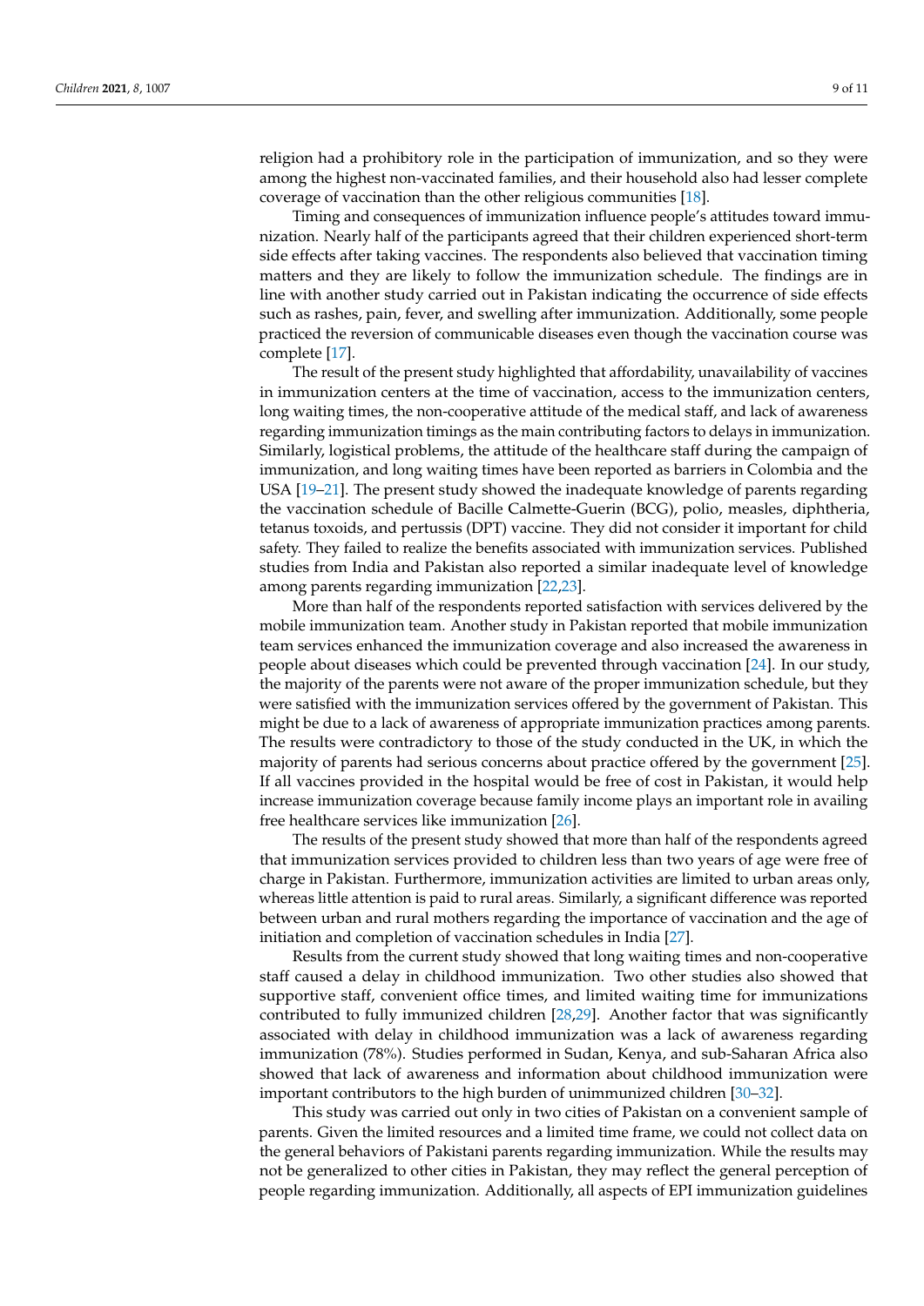religion had a prohibitory role in the participation of immunization, and so they were among the highest non-vaccinated families, and their household also had lesser complete coverage of vaccination than the other religious communities [18].

Timing and consequences of immunization influence people's attitudes toward immunization. Nearly half of the participants agreed that their children experienced short-term side effects after taking vaccines. The respondents also believed that vaccination timing matters and they are likely to follow the immunization schedule. The findings are in line with another study carried out in Pakistan indicating the occurrence of side effects such as rashes, pain, fever, and swelling after immunization. Additionally, some people practiced the reversion of communicable diseases even though the vaccination course was complete [17].

The result of the present study highlighted that affordability, unavailability of vaccines in immunization centers at the time of vaccination, access to the immunization centers, long waiting times, the non-cooperative attitude of the medical staff, and lack of awareness regarding immunization timings as the main contributing factors to delays in immunization. Similarly, logistical problems, the attitude of the healthcare staff during the campaign of immunization, and long waiting times have been reported as barriers in Colombia and the USA [19–21]. The present study showed the inadequate knowledge of parents regarding the vaccination schedule of Bacille Calmette-Guerin (BCG), polio, measles, diphtheria, tetanus toxoids, and pertussis (DPT) vaccine. They did not consider it important for child safety. They failed to realize the benefits associated with immunization services. Published studies from India and Pakistan also reported a similar inadequate level of knowledge among parents regarding immunization [22,23].

More than half of the respondents reported satisfaction with services delivered by the mobile immunization team. Another study in Pakistan reported that mobile immunization team services enhanced the immunization coverage and also increased the awareness in people about diseases which could be prevented through vaccination [24]. In our study, the majority of the parents were not aware of the proper immunization schedule, but they were satisfied with the immunization services offered by the government of Pakistan. This might be due to a lack of awareness of appropriate immunization practices among parents. The results were contradictory to those of the study conducted in the UK, in which the majority of parents had serious concerns about practice offered by the government [25]. If all vaccines provided in the hospital would be free of cost in Pakistan, it would help increase immunization coverage because family income plays an important role in availing free healthcare services like immunization [26].

The results of the present study showed that more than half of the respondents agreed that immunization services provided to children less than two years of age were free of charge in Pakistan. Furthermore, immunization activities are limited to urban areas only, whereas little attention is paid to rural areas. Similarly, a significant difference was reported between urban and rural mothers regarding the importance of vaccination and the age of initiation and completion of vaccination schedules in India [27].

Results from the current study showed that long waiting times and non-cooperative staff caused a delay in childhood immunization. Two other studies also showed that supportive staff, convenient office times, and limited waiting time for immunizations contributed to fully immunized children [28,29]. Another factor that was significantly associated with delay in childhood immunization was a lack of awareness regarding immunization (78%). Studies performed in Sudan, Kenya, and sub-Saharan Africa also showed that lack of awareness and information about childhood immunization were important contributors to the high burden of unimmunized children [30–32].

This study was carried out only in two cities of Pakistan on a convenient sample of parents. Given the limited resources and a limited time frame, we could not collect data on the general behaviors of Pakistani parents regarding immunization. While the results may not be generalized to other cities in Pakistan, they may reflect the general perception of people regarding immunization. Additionally, all aspects of EPI immunization guidelines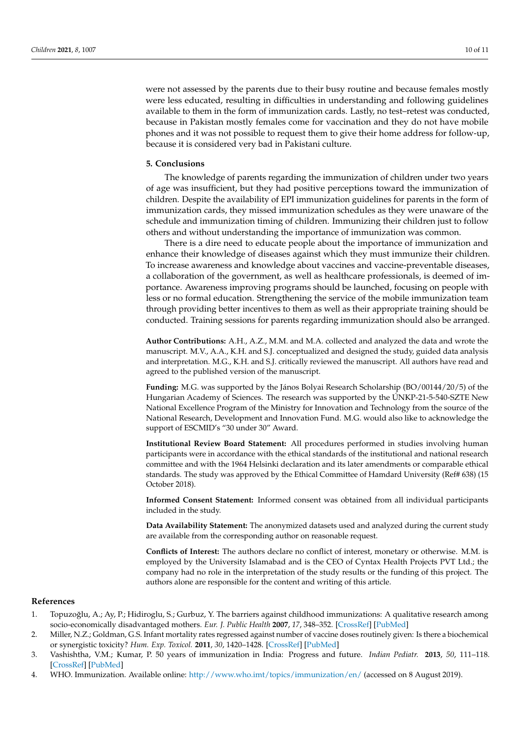were not assessed by the parents due to their busy routine and because females mostly were less educated, resulting in difficulties in understanding and following guidelines available to them in the form of immunization cards. Lastly, no test–retest was conducted, because in Pakistan mostly females come for vaccination and they do not have mobile phones and it was not possible to request them to give their home address for follow-up, because it is considered very bad in Pakistani culture.

## 5. Conclusions

The knowledge of parents regarding the immunization of children under two years of age was insufficient, but they had positive perceptions toward the immunization of children. Despite the availability of EPI immunization guidelines for parents in the form of immunization cards, they missed immunization schedules as they were unaware of the schedule and immunization timing of children. Immunizing their children just to follow others and without understanding the importance of immunization was common.

There is a dire need to educate people about the importance of immunization and enhance their knowledge of diseases against which they must immunize their children. To increase awareness and knowledge about vaccines and vaccine-preventable diseases, a collaboration of the government, as well as healthcare professionals, is deemed of importance. Awareness improving programs should be launched, focusing on people with less or no formal education. Strengthening the service of the mobile immunization team through providing better incentives to them as well as their appropriate training should be conducted. Training sessions for parents regarding immunization should also be arranged.

**Author Contributions:** A.H., A.Z., M.M. and M.A. collected and analyzed the data and wrote the manuscript. M.V., A.A., K.H. and S.J. conceptualized and designed the study, guided data analysis and interpretation. M.G., K.H. and S.J. critically reviewed the manuscript. All authors have read and agreed to the published version of the manuscript.

**Funding:** M.G. was supported by the János Bolyai Research Scholarship (BO/00144/20/5) of the Hungarian Academy of Sciences. The research was supported by the ÚNKP-21-5-540-SZTE New National Excellence Program of the Ministry for Innovation and Technology from the source of the National Research, Development and Innovation Fund. M.G. would also like to acknowledge the support of ESCMID's "30 under 30" Award.

**Institutional Review Board Statement:** All procedures performed in studies involving human participants were in accordance with the ethical standards of the institutional and national research committee and with the 1964 Helsinki declaration and its later amendments or comparable ethical standards. The study was approved by the Ethical Committee of Hamdard University (Ref# 638) (15 October 2018).

**Informed Consent Statement:** Informed consent was obtained from all individual participants included in the study.

**Data Availability Statement:** The anonymized datasets used and analyzed during the current study are available from the corresponding author on reasonable request.

**Conflicts of Interest:** The authors declare no conflict of interest, monetary or otherwise. M.M. is employed by the University Islamabad and is the CEO of Cyntax Health Projects PVT Ltd.; the company had no role in the interpretation of the study results or the funding of this project. The authors alone are responsible for the content and writing of this article.

## References

1. Topuzoğlu, A.; Ay, P.; Hidiroglu, S.; Gurbuz, Y. The barriers against childhood immunizations: A qualitative research among socio-economically disadvantaged mothers. *Eur. J. Public Health* **2007**, *17*, 348–352. [CrossRef] [PubMed]
2. Miller, N.Z.; Goldman, G.S. Infant mortality rates regressed against number of vaccine doses routinely given: Is there a biochemical or synergistic toxicity? *Hum. Exp. Toxicol.* **2011**, *30*, 1420–1428. [CrossRef] [PubMed]
3. Vashishtha, V.M.; Kumar, P. 50 years of immunization in India: Progress and future. *Indian Pediatr.* **2013**, *50*, 111–118. [CrossRef] [PubMed]
4. WHO. Immunization. Available online: http://www.who.imt/topics/immunization/en/ (accessed on 8 August 2019).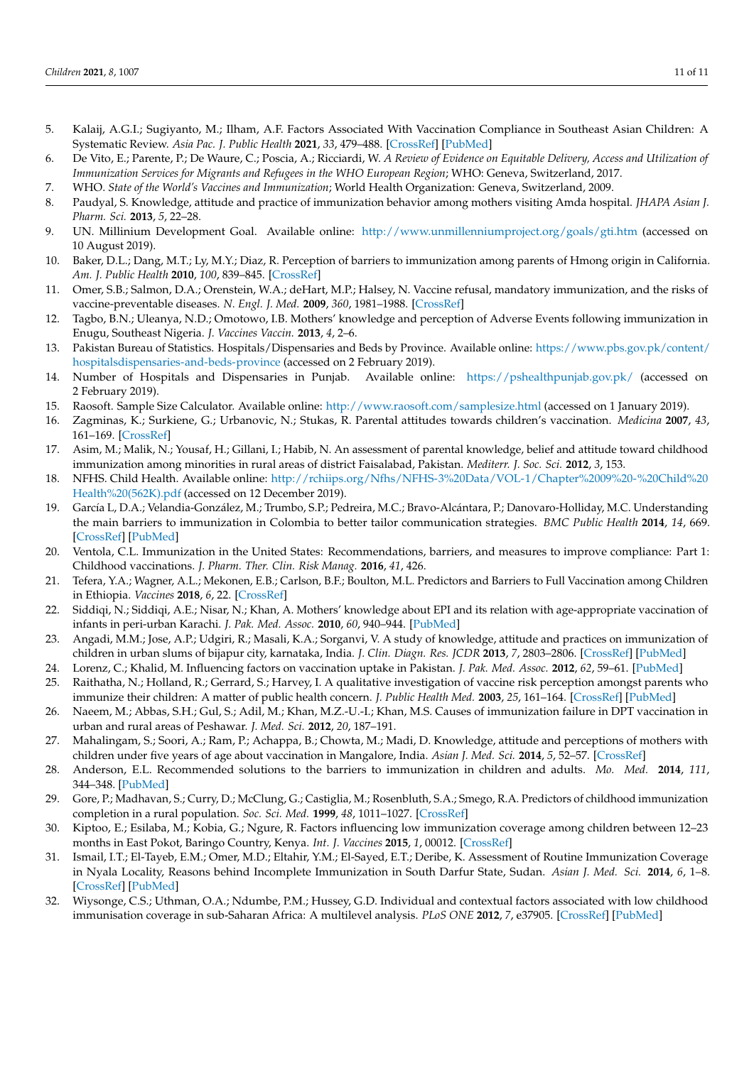5. Kalaij, A.G.I.; Sugiyanto, M.; Ilham, A.F. Factors Associated With Vaccination Compliance in Southeast Asian Children: A Systematic Review. *Asia Pac. J. Public Health* **2021**, *33*, 479–488. [CrossRef] [PubMed]
6. De Vito, E.; Parente, P.; De Waure, C.; Poscia, A.; Ricciardi, W. *A Review of Evidence on Equitable Delivery, Access and Utilization of Immunization Services for Migrants and Refugees in the WHO European Region*; WHO: Geneva, Switzerland, 2017.
7. WHO. *State of the World's Vaccines and Immunization*; World Health Organization: Geneva, Switzerland, 2009.
8. Paudyal, S. Knowledge, attitude and practice of immunization behavior among mothers visiting Amda hospital. *JHAPA Asian J. Pharm. Sci.* **2013**, *5*, 22–28.
9. UN. Millinium Development Goal. Available online: http://www.unmillenniumproject.org/goals/gti.htm (accessed on 10 August 2019).
10. Baker, D.L.; Dang, M.T.; Ly, M.Y.; Diaz, R. Perception of barriers to immunization among parents of Hmong origin in California. *Am. J. Public Health* **2010**, *100*, 839–845. [CrossRef]
11. Omer, S.B.; Salmon, D.A.; Orenstein, W.A.; deHart, M.P.; Halsey, N. Vaccine refusal, mandatory immunization, and the risks of vaccine-preventable diseases. *N. Engl. J. Med.* **2009**, *360*, 1981–1988. [CrossRef]
12. Tagbo, B.N.; Uleanya, N.D.; Omotowo, I.B. Mothers' knowledge and perception of Adverse Events following immunization in Enugu, Southeast Nigeria. *J. Vaccines Vaccin.* **2013**, *4*, 2–6.
13. Pakistan Bureau of Statistics. Hospitals/Dispensaries and Beds by Province. Available online: https://www.pbs.gov.pk/content/hospitalsdispensaries-and-beds-province (accessed on 2 February 2019).
14. Number of Hospitals and Dispensaries in Punjab. Available online: https://pshealthpunjab.gov.pk/ (accessed on 2 February 2019).
15. Raosoft. Sample Size Calculator. Available online: http://www.raosoft.com/samplesize.html (accessed on 1 January 2019).
16. Zagminas, K.; Surkiene, G.; Urbanovic, N.; Stukas, R. Parental attitudes towards children's vaccination. *Medicina* **2007**, *43*, 161–169. [CrossRef]
17. Asim, M.; Malik, N.; Yousaf, H.; Gillani, I.; Habib, N. An assessment of parental knowledge, belief and attitude toward childhood immunization among minorities in rural areas of district Faisalabad, Pakistan. *Mediterr. J. Soc. Sci.* **2012**, *3*, 153.
18. NFHS. Child Health. Available online: http://rchiips.org/Nfhs/NFHS-3%20Data/VOL-1/Chapter%2009%20-%20Child%20Health%20(562K).pdf (accessed on 12 December 2019).
19. García L, D.A.; Velandia-González, M.; Trumbo, S.P.; Pedreira, M.C.; Bravo-Alcántara, P.; Danovaro-Holliday, M.C. Understanding the main barriers to immunization in Colombia to better tailor communication strategies. *BMC Public Health* **2014**, *14*, 669. [CrossRef] [PubMed]
20. Ventola, C.L. Immunization in the United States: Recommendations, barriers, and measures to improve compliance: Part 1: Childhood vaccinations. *J. Pharm. Ther. Clin. Risk Manag.* **2016**, *41*, 426.
21. Tefera, Y.A.; Wagner, A.L.; Mekonen, E.B.; Carlson, B.F.; Boulton, M.L. Predictors and Barriers to Full Vaccination among Children in Ethiopia. *Vaccines* **2018**, *6*, 22. [CrossRef]
22. Siddiqi, N.; Siddiqi, A.E.; Nisar, N.; Khan, A. Mothers' knowledge about EPI and its relation with age-appropriate vaccination of infants in peri-urban Karachi. *J. Pak. Med. Assoc.* **2010**, *60*, 940–944. [PubMed]
23. Angadi, M.M.; Jose, A.P.; Udgiri, R.; Masali, K.A.; Sorganvi, V. A study of knowledge, attitude and practices on immunization of children in urban slums of bijapur city, karnataka, India. *J. Clin. Diagn. Res. JCDR* **2013**, *7*, 2803–2806. [CrossRef] [PubMed]
24. Lorenz, C.; Khalid, M. Influencing factors on vaccination uptake in Pakistan. *J. Pak. Med. Assoc.* **2012**, *62*, 59–61. [PubMed]
25. Raithatha, N.; Holland, R.; Gerrard, S.; Harvey, I. A qualitative investigation of vaccine risk perception amongst parents who immunize their children: A matter of public health concern. *J. Public Health Med.* **2003**, *25*, 161–164. [CrossRef] [PubMed]
26. Naeem, M.; Abbas, S.H.; Gul, S.; Adil, M.; Khan, M.Z.-U.-I.; Khan, M.S. Causes of immunization failure in DPT vaccination in urban and rural areas of Peshawar. *J. Med. Sci.* **2012**, *20*, 187–191.
27. Mahalingam, S.; Soori, A.; Ram, P.; Achappa, B.; Chowta, M.; Madi, D. Knowledge, attitude and perceptions of mothers with children under five years of age about vaccination in Mangalore, India. *Asian J. Med. Sci.* **2014**, *5*, 52–57. [CrossRef]
28. Anderson, E.L. Recommended solutions to the barriers to immunization in children and adults. *Mo. Med.* **2014**, *111*, 344–348. [PubMed]
29. Gore, P.; Madhavan, S.; Curry, D.; McClung, G.; Castiglia, M.; Rosenbluth, S.A.; Smego, R.A. Predictors of childhood immunization completion in a rural population. *Soc. Sci. Med.* **1999**, *48*, 1011–1027. [CrossRef]
30. Kiptoo, E.; Esilaba, M.; Kobia, G.; Ngure, R. Factors influencing low immunization coverage among children between 12–23 months in East Pokot, Baringo Country, Kenya. *Int. J. Vaccines* **2015**, *1*, 00012. [CrossRef]
31. Ismail, I.T.; El-Tayeb, E.M.; Omer, M.D.; Eltahir, Y.M.; El-Sayed, E.T.; Deribe, K. Assessment of Routine Immunization Coverage in Nyala Locality, Reasons behind Incomplete Immunization in South Darfur State, Sudan. *Asian J. Med. Sci.* **2014**, *6*, 1–8. [CrossRef] [PubMed]
32. Wiysonge, C.S.; Uthman, O.A.; Ndumbe, P.M.; Hussey, G.D. Individual and contextual factors associated with low childhood immunisation coverage in sub-Saharan Africa: A multilevel analysis. *PLoS ONE* **2012**, *7*, e37905. [CrossRef] [PubMed]